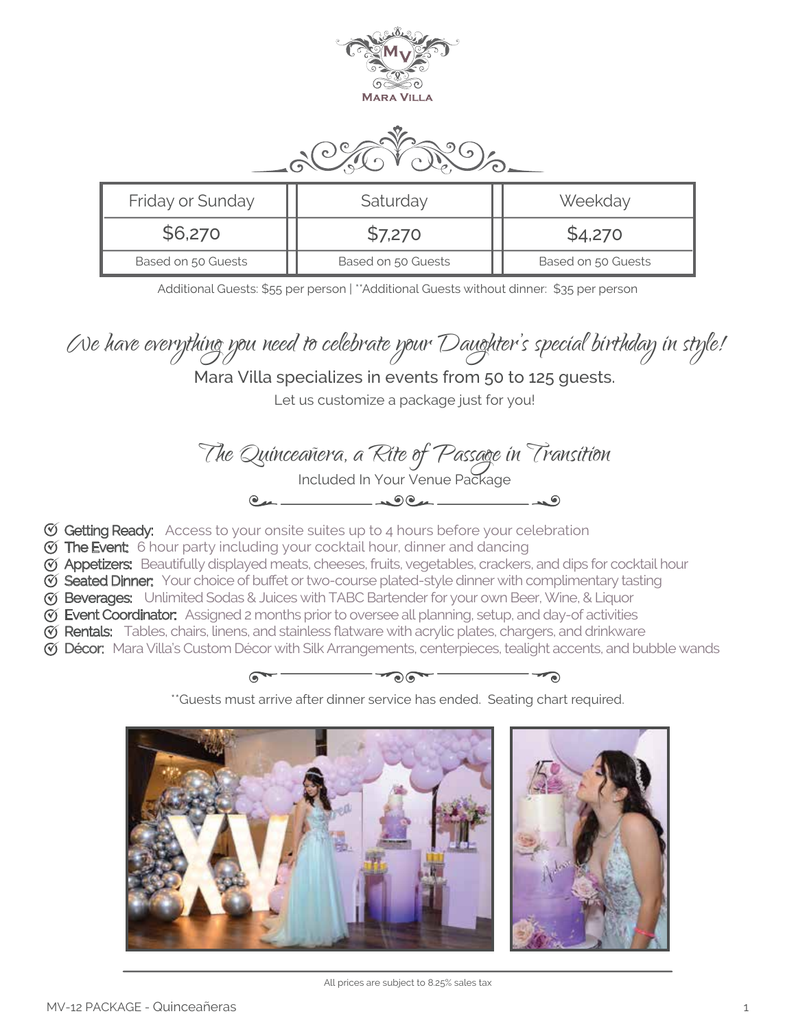MARA VILLA

| Friday or Sunday | Saturday | Weekday |
|---|---|---|
| $6,270 | $7,270 | $4,270 |
| Based on 50 Guests | Based on 50 Guests | Based on 50 Guests |

Additional Guests: $55 per person | **Additional Guests without dinner: $35 per person

## *We have everything you need to celebrate your Daughter's special birthday in style!*

Mara Villa specializes in events from 50 to 125 guests.

Let us customize a package just for you!

## *The Quinceañera, a Rite of Passage in Transition*

Included In Your Venue Package

- **Getting Ready:** Access to your onsite suites up to 4 hours before your celebration
- **The Event:** 6 hour party including your cocktail hour, dinner and dancing
- **Appetizers:** Beautifully displayed meats, cheeses, fruits, vegetables, crackers, and dips for cocktail hour
- **Seated Dinner:** Your choice of buffet or two-course plated-style dinner with complimentary tasting
- **Beverages:** Unlimited Sodas & Juices with TABC Bartender for your own Beer, Wine, & Liquor
- **Event Coordinator:** Assigned 2 months prior to oversee all planning, setup, and day-of activities
- **Rentals:** Tables, chairs, linens, and stainless flatware with acrylic plates, chargers, and drinkware
- **Décor:** Mara Villa's Custom Décor with Silk Arrangements, centerpieces, tealight accents, and bubble wands

**Guests must arrive after dinner service has ended. Seating chart required.

All prices are subject to 8.25% sales tax

MV-12 PACKAGE - Quinceañeras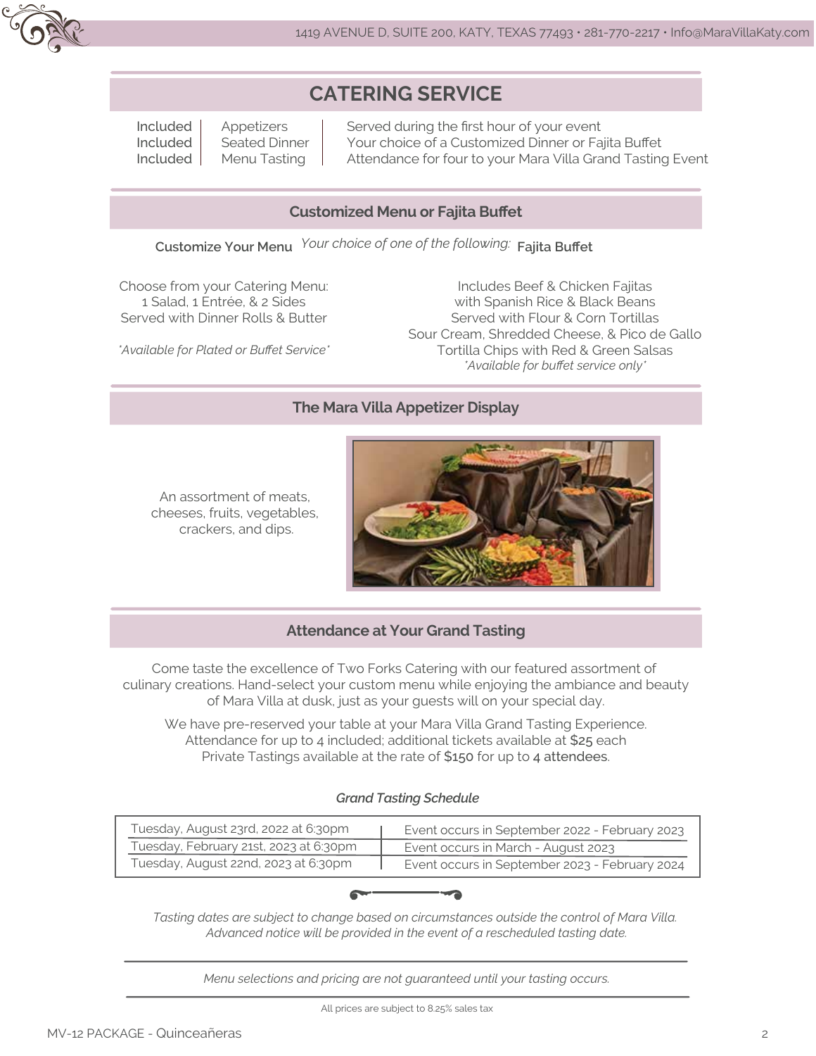## CATERING SERVICE

| | | |
|---|---|---|
| Included | Appetizers | Served during the first hour of your event |
| Included | Seated Dinner | Your choice of a Customized Dinner or Fajita Buffet |
| Included | Menu Tasting | Attendance for four to your Mara Villa Grand Tasting Event |

### Customized Menu or Fajita Buffet

*Your choice of one of the following:*

**Customize Your Menu**

Choose from your Catering Menu:
1 Salad, 1 Entrée, & 2 Sides
Served with Dinner Rolls & Butter

*\*Available for Plated or Buffet Service\**

**Fajita Buffet**

Includes Beef & Chicken Fajitas
with Spanish Rice & Black Beans
Served with Flour & Corn Tortillas
Sour Cream, Shredded Cheese, & Pico de Gallo
Tortilla Chips with Red & Green Salsas
*\*Available for buffet service only\**

### The Mara Villa Appetizer Display

An assortment of meats, cheeses, fruits, vegetables, crackers, and dips.

### Attendance at Your Grand Tasting

Come taste the excellence of Two Forks Catering with our featured assortment of culinary creations. Hand-select your custom menu while enjoying the ambiance and beauty of Mara Villa at dusk, just as your guests will on your special day.

We have pre-reserved your table at your Mara Villa Grand Tasting Experience.
Attendance for up to 4 included; additional tickets available at $25 each
Private Tastings available at the rate of $150 for up to 4 attendees.

*Grand Tasting Schedule*

| Tasting Date | Event Period |
|---|---|
| Tuesday, August 23rd, 2022 at 6:30pm | Event occurs in September 2022 - February 2023 |
| Tuesday, February 21st, 2023 at 6:30pm | Event occurs in March - August 2023 |
| Tuesday, August 22nd, 2023 at 6:30pm | Event occurs in September 2023 - February 2024 |

*Tasting dates are subject to change based on circumstances outside the control of Mara Villa. Advanced notice will be provided in the event of a rescheduled tasting date.*

*Menu selections and pricing are not guaranteed until your tasting occurs.*

All prices are subject to 8.25% sales tax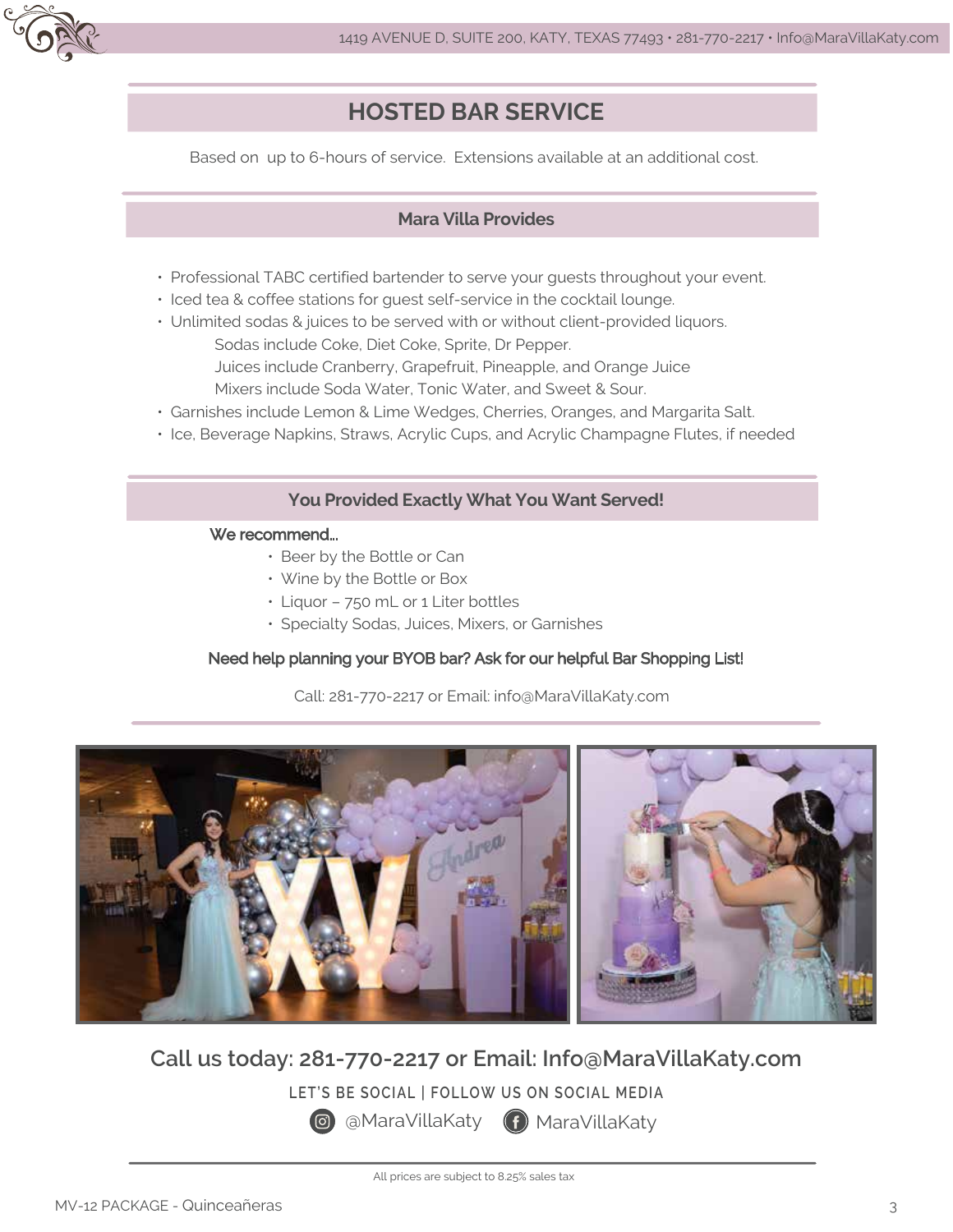## HOSTED BAR SERVICE

Based on up to 6-hours of service. Extensions available at an additional cost.

### Mara Villa Provides

- Professional TABC certified bartender to serve your guests throughout your event.
- Iced tea & coffee stations for guest self-service in the cocktail lounge.
- Unlimited sodas & juices to be served with or without client-provided liquors.
  - Sodas include Coke, Diet Coke, Sprite, Dr Pepper.
  - Juices include Cranberry, Grapefruit, Pineapple, and Orange Juice
  - Mixers include Soda Water, Tonic Water, and Sweet & Sour.
- Garnishes include Lemon & Lime Wedges, Cherries, Oranges, and Margarita Salt.
- Ice, Beverage Napkins, Straws, Acrylic Cups, and Acrylic Champagne Flutes, if needed

### You Provided Exactly What You Want Served!

**We recommend...**

- Beer by the Bottle or Can
- Wine by the Bottle or Box
- Liquor – 750 mL or 1 Liter bottles
- Specialty Sodas, Juices, Mixers, or Garnishes

**Need help planning your BYOB bar? Ask for our helpful Bar Shopping List!**

Call: 281-770-2217 or Email: info@MaraVillaKaty.com

## Call us today: 281-770-2217 or Email: Info@MaraVillaKaty.com

LET'S BE SOCIAL | FOLLOW US ON SOCIAL MEDIA

@MaraVillaKaty MaraVillaKaty

All prices are subject to 8.25% sales tax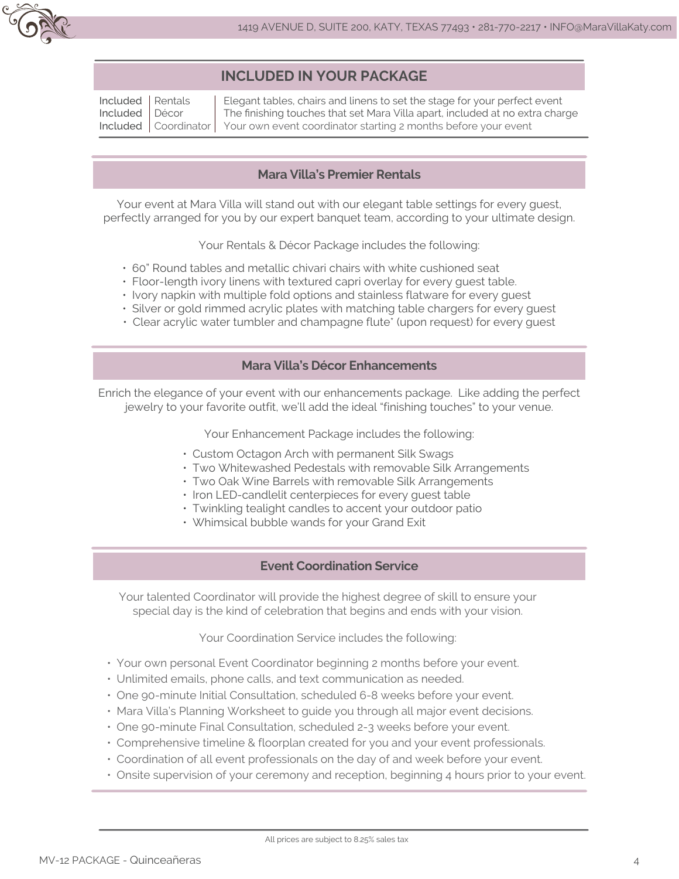## INCLUDED IN YOUR PACKAGE

| | | |
|---|---|---|
| Included | Rentals | Elegant tables, chairs and linens to set the stage for your perfect event |
| Included | Décor | The finishing touches that set Mara Villa apart, included at no extra charge |
| Included | Coordinator | Your own event coordinator starting 2 months before your event |

### Mara Villa's Premier Rentals

Your event at Mara Villa will stand out with our elegant table settings for every guest, perfectly arranged for you by our expert banquet team, according to your ultimate design.

Your Rentals & Décor Package includes the following:

- 60" Round tables and metallic chivari chairs with white cushioned seat
- Floor-length ivory linens with textured capri overlay for every guest table.
- Ivory napkin with multiple fold options and stainless flatware for every guest
- Silver or gold rimmed acrylic plates with matching table chargers for every guest
- Clear acrylic water tumbler and champagne flute* (upon request) for every guest

### Mara Villa's Décor Enhancements

Enrich the elegance of your event with our enhancements package. Like adding the perfect jewelry to your favorite outfit, we'll add the ideal "finishing touches" to your venue.

Your Enhancement Package includes the following:

- Custom Octagon Arch with permanent Silk Swags
- Two Whitewashed Pedestals with removable Silk Arrangements
- Two Oak Wine Barrels with removable Silk Arrangements
- Iron LED-candlelit centerpieces for every guest table
- Twinkling tealight candles to accent your outdoor patio
- Whimsical bubble wands for your Grand Exit

### Event Coordination Service

Your talented Coordinator will provide the highest degree of skill to ensure your special day is the kind of celebration that begins and ends with your vision.

Your Coordination Service includes the following:

- Your own personal Event Coordinator beginning 2 months before your event.
- Unlimited emails, phone calls, and text communication as needed.
- One 90-minute Initial Consultation, scheduled 6-8 weeks before your event.
- Mara Villa's Planning Worksheet to guide you through all major event decisions.
- One 90-minute Final Consultation, scheduled 2-3 weeks before your event.
- Comprehensive timeline & floorplan created for you and your event professionals.
- Coordination of all event professionals on the day of and week before your event.
- Onsite supervision of your ceremony and reception, beginning 4 hours prior to your event.

All prices are subject to 8.25% sales tax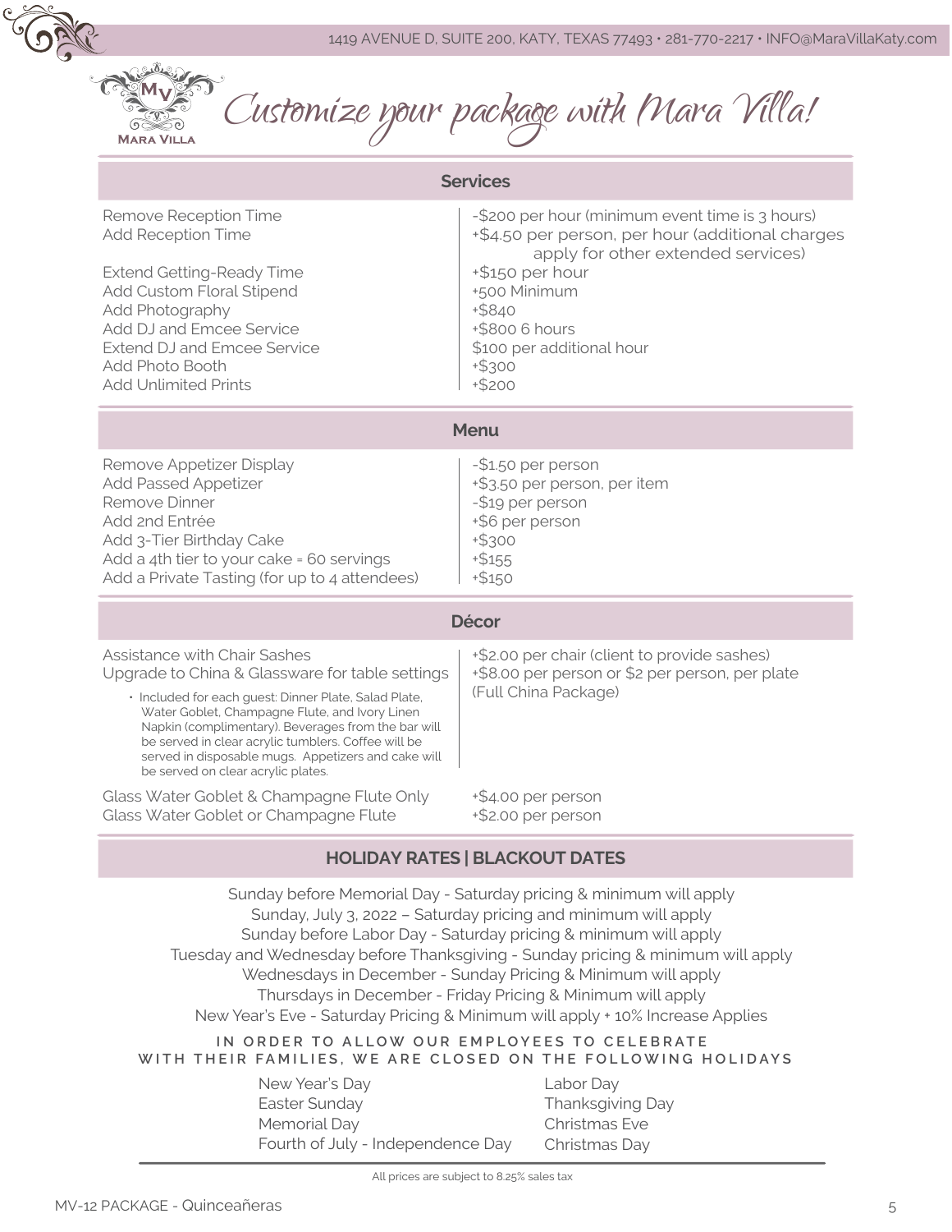1419 AVENUE D, SUITE 200, KATY, TEXAS 77493 • 281-770-2217 • INFO@MaraVillaKaty.com

MARA VILLA

# *Customize your package with Mara Villa!*

## Services

| | |
|---|---|
| Remove Reception Time | -$200 per hour (minimum event time is 3 hours) |
| Add Reception Time | +$4.50 per person, per hour (additional charges apply for other extended services) |
| Extend Getting-Ready Time | +$150 per hour |
| Add Custom Floral Stipend | +500 Minimum |
| Add Photography | +$840 |
| Add DJ and Emcee Service | +$800 6 hours |
| Extend DJ and Emcee Service | $100 per additional hour |
| Add Photo Booth | +$300 |
| Add Unlimited Prints | +$200 |

## Menu

| | |
|---|---|
| Remove Appetizer Display | -$1.50 per person |
| Add Passed Appetizer | +$3.50 per person, per item |
| Remove Dinner | -$19 per person |
| Add 2nd Entrée | +$6 per person |
| Add 3-Tier Birthday Cake | +$300 |
| Add a 4th tier to your cake = 60 servings | +$155 |
| Add a Private Tasting (for up to 4 attendees) | +$150 |

## Décor

| | |
|---|---|
| Assistance with Chair Sashes | +$2.00 per chair (client to provide sashes) |
| Upgrade to China & Glassware for table settings | +$8.00 per person or $2 per person, per plate (Full China Package) |

- Included for each guest: Dinner Plate, Salad Plate, Water Goblet, Champagne Flute, and Ivory Linen Napkin (complimentary). Beverages from the bar will be served in clear acrylic tumblers. Coffee will be served in disposable mugs. Appetizers and cake will be served on clear acrylic plates.

| | |
|---|---|
| Glass Water Goblet & Champagne Flute Only | +$4.00 per person |
| Glass Water Goblet or Champagne Flute | +$2.00 per person |

## HOLIDAY RATES | BLACKOUT DATES

Sunday before Memorial Day - Saturday pricing & minimum will apply
Sunday, July 3, 2022 – Saturday pricing and minimum will apply
Sunday before Labor Day - Saturday pricing & minimum will apply
Tuesday and Wednesday before Thanksgiving - Sunday pricing & minimum will apply
Wednesdays in December - Sunday Pricing & Minimum will apply
Thursdays in December - Friday Pricing & Minimum will apply
New Year's Eve - Saturday Pricing & Minimum will apply + 10% Increase Applies

**IN ORDER TO ALLOW OUR EMPLOYEES TO CELEBRATE WITH THEIR FAMILIES, WE ARE CLOSED ON THE FOLLOWING HOLIDAYS**

- New Year's Day
- Easter Sunday
- Memorial Day
- Fourth of July - Independence Day
- Labor Day
- Thanksgiving Day
- Christmas Eve
- Christmas Day

All prices are subject to 8.25% sales tax

MV-12 PACKAGE - Quinceañeras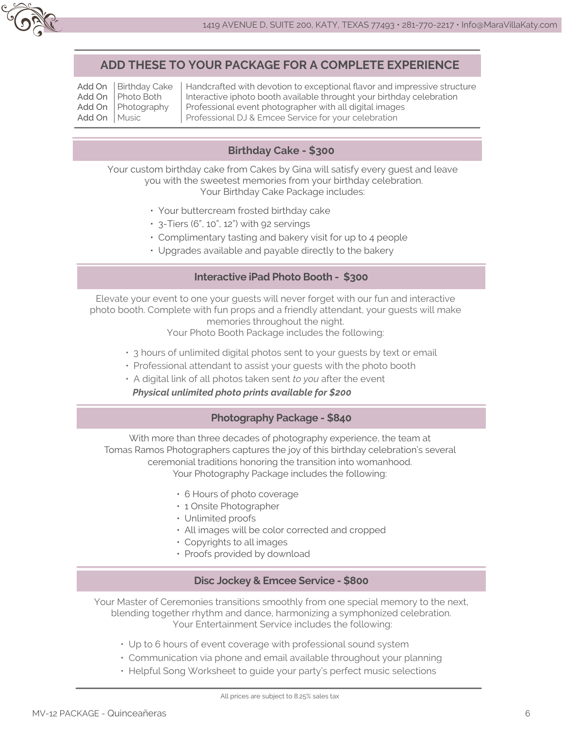## ADD THESE TO YOUR PACKAGE FOR A COMPLETE EXPERIENCE

| | | |
|---|---|---|
| Add On | Birthday Cake | Handcrafted with devotion to exceptional flavor and impressive structure |
| Add On | Photo Both | Interactive iphoto booth available throught your birthday celebration |
| Add On | Photography | Professional event photographer with all digital images |
| Add On | Music | Professional DJ & Emcee Service for your celebration |

### Birthday Cake - $300

Your custom birthday cake from Cakes by Gina will satisfy every guest and leave you with the sweetest memories from your birthday celebration.
Your Birthday Cake Package includes:

- Your buttercream frosted birthday cake
- 3-Tiers (6", 10", 12") with 92 servings
- Complimentary tasting and bakery visit for up to 4 people
- Upgrades available and payable directly to the bakery

### Interactive iPad Photo Booth - $300

Elevate your event to one your guests will never forget with our fun and interactive photo booth. Complete with fun props and a friendly attendant, your guests will make memories throughout the night.
Your Photo Booth Package includes the following:

- 3 hours of unlimited digital photos sent to your guests by text or email
- Professional attendant to assist your guests with the photo booth
- A digital link of all photos taken sent *to you* after the event

***Physical unlimited photo prints available for $200***

### Photography Package - $840

With more than three decades of photography experience, the team at Tomas Ramos Photographers captures the joy of this birthday celebration's several ceremonial traditions honoring the transition into womanhood.
Your Photography Package includes the following:

- 6 Hours of photo coverage
- 1 Onsite Photographer
- Unlimited proofs
- All images will be color corrected and cropped
- Copyrights to all images
- Proofs provided by download

### Disc Jockey & Emcee Service - $800

Your Master of Ceremonies transitions smoothly from one special memory to the next, blending together rhythm and dance, harmonizing a symphonized celebration.
Your Entertainment Service includes the following:

- Up to 6 hours of event coverage with professional sound system
- Communication via phone and email available throughout your planning
- Helpful Song Worksheet to guide your party's perfect music selections

All prices are subject to 8.25% sales tax